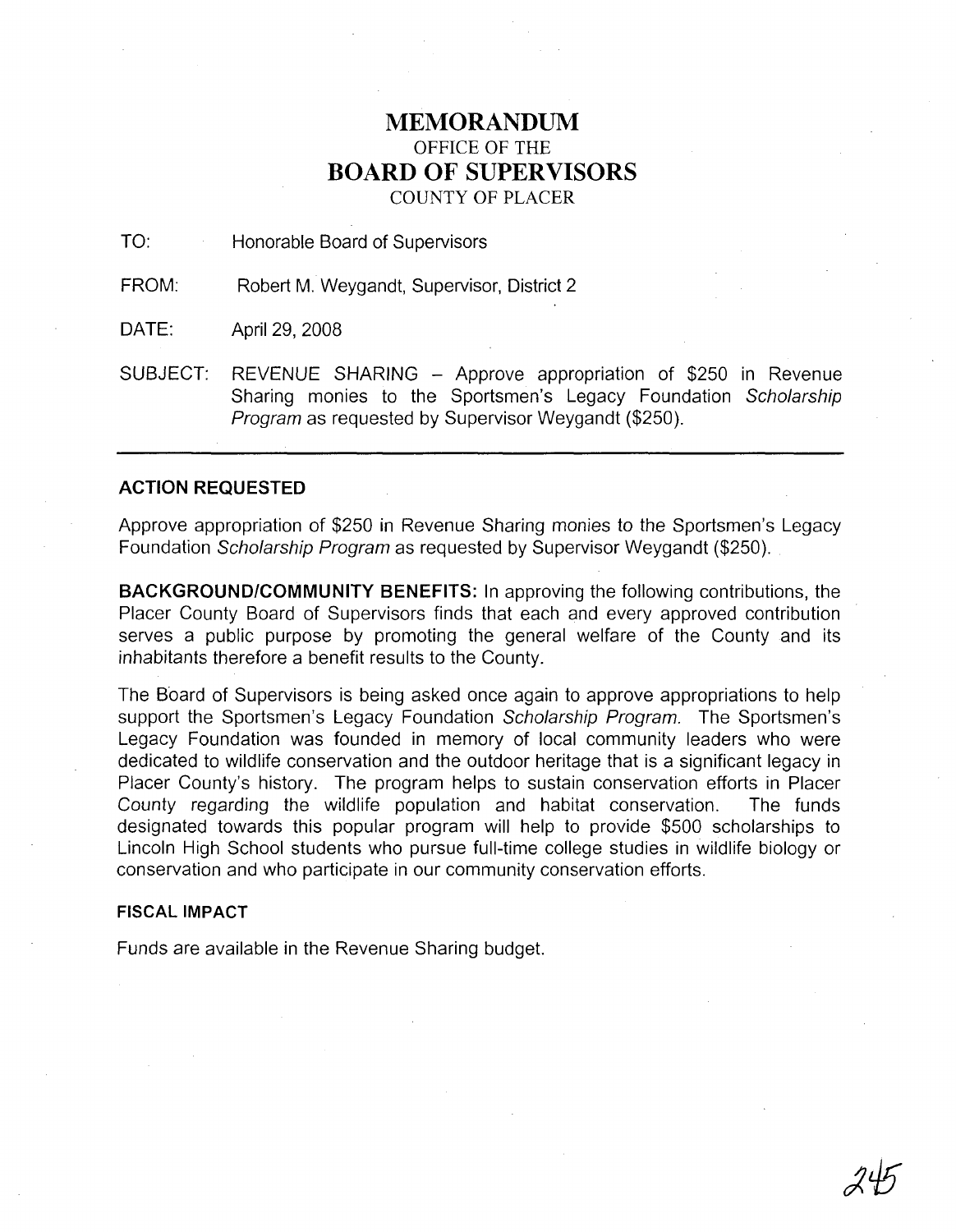# MEMORANDUM

OFFICE OF THE

# BOARD OF SUPERVISORS

COUNTY OF PLACER

TO: Honorable Board of Supervisors

FROM: Robert M. Weygandt, Supervisor, District 2

DATE: April 29, 2008

SUBJECT: REVENUE SHARING – Approve appropriation of $250 in Revenue Sharing monies to the Sportsmen's Legacy Foundation *Scholarship Program* as requested by Supervisor Weygandt ($250).

---

**ACTION REQUESTED**

Approve appropriation of $250 in Revenue Sharing monies to the Sportsmen's Legacy Foundation *Scholarship Program* as requested by Supervisor Weygandt ($250).

**BACKGROUND/COMMUNITY BENEFITS:** In approving the following contributions, the Placer County Board of Supervisors finds that each and every approved contribution serves a public purpose by promoting the general welfare of the County and its inhabitants therefore a benefit results to the County.

The Board of Supervisors is being asked once again to approve appropriations to help support the Sportsmen's Legacy Foundation *Scholarship Program*. The Sportsmen's Legacy Foundation was founded in memory of local community leaders who were dedicated to wildlife conservation and the outdoor heritage that is a significant legacy in Placer County's history. The program helps to sustain conservation efforts in Placer County regarding the wildlife population and habitat conservation. The funds designated towards this popular program will help to provide $500 scholarships to Lincoln High School students who pursue full-time college studies in wildlife biology or conservation and who participate in our community conservation efforts.

**FISCAL IMPACT**

Funds are available in the Revenue Sharing budget.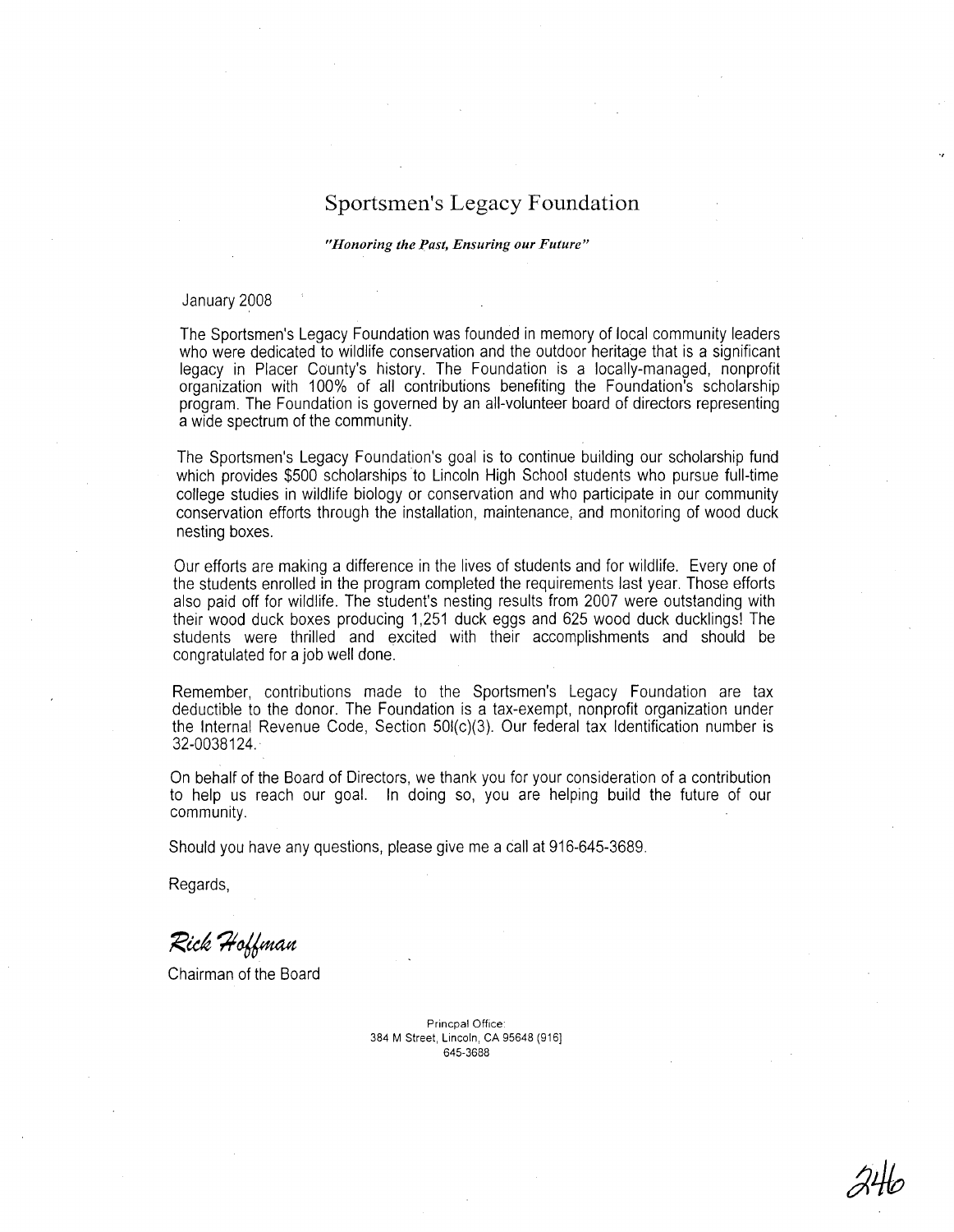# Sportsmen's Legacy Foundation

***"Honoring the Past, Ensuring our Future"***

January 2008

The Sportsmen's Legacy Foundation was founded in memory of local community leaders who were dedicated to wildlife conservation and the outdoor heritage that is a significant legacy in Placer County's history. The Foundation is a locally-managed, nonprofit organization with 100% of all contributions benefiting the Foundation's scholarship program. The Foundation is governed by an all-volunteer board of directors representing a wide spectrum of the community.

The Sportsmen's Legacy Foundation's goal is to continue building our scholarship fund which provides $500 scholarships to Lincoln High School students who pursue full-time college studies in wildlife biology or conservation and who participate in our community conservation efforts through the installation, maintenance, and monitoring of wood duck nesting boxes.

Our efforts are making a difference in the lives of students and for wildlife. Every one of the students enrolled in the program completed the requirements last year. Those efforts also paid off for wildlife. The student's nesting results from 2007 were outstanding with their wood duck boxes producing 1,251 duck eggs and 625 wood duck ducklings! The students were thrilled and excited with their accomplishments and should be congratulated for a job well done.

Remember, contributions made to the Sportsmen's Legacy Foundation are tax deductible to the donor. The Foundation is a tax-exempt, nonprofit organization under the Internal Revenue Code, Section 50l(c)(3). Our federal tax Identification number is 32-0038124.

On behalf of the Board of Directors, we thank you for your consideration of a contribution to help us reach our goal. In doing so, you are helping build the future of our community.

Should you have any questions, please give me a call at 916-645-3689.

Regards,

*Rick Hoffman*

Chairman of the Board

Princpal Office:
384 M Street, Lincoln, CA 95648 (916]
645-3688